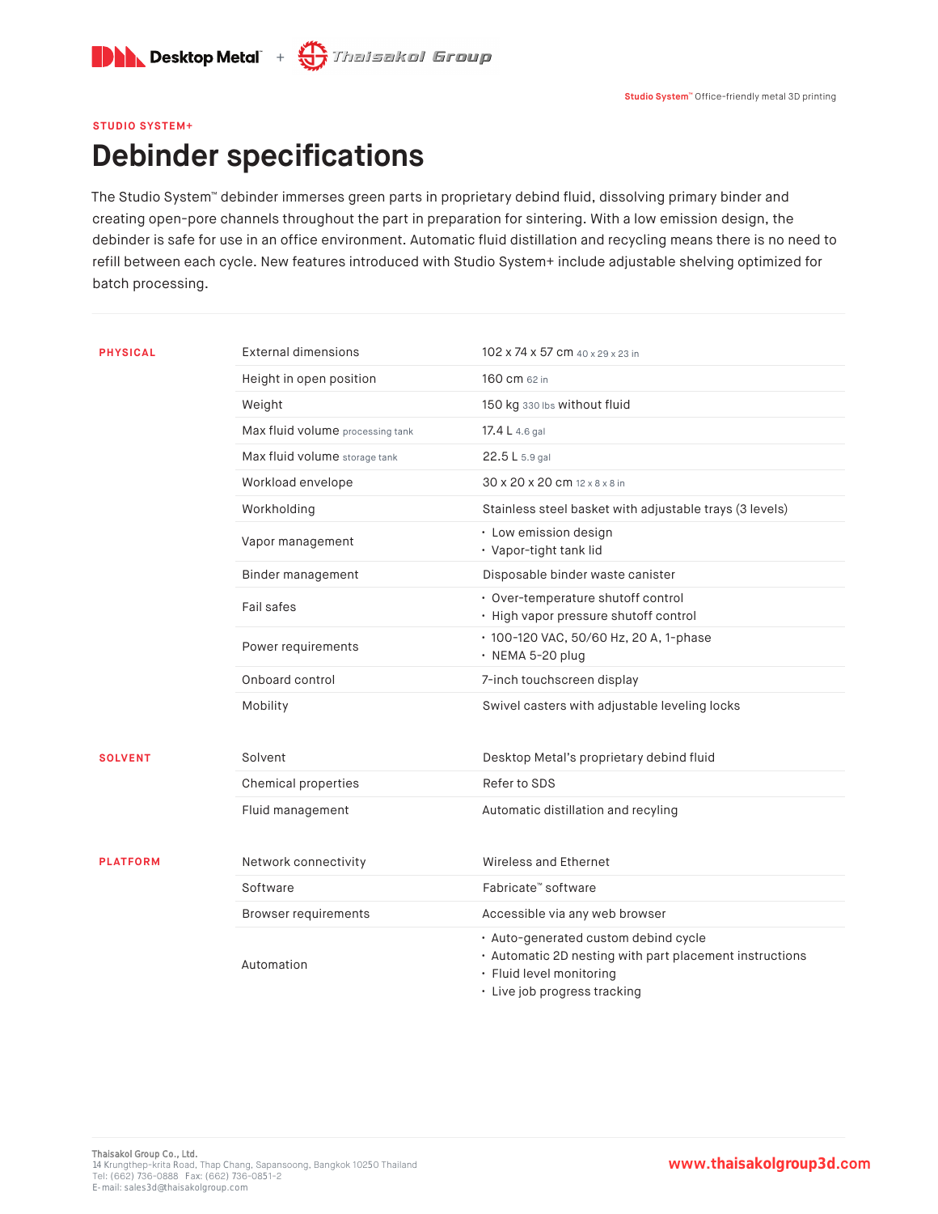Desktop Metal + Thaisakol Group

**Studio System™** Office-friendly metal 3D printing

STUDIO SYSTEM+

# Debinder specifications

The Studio System™ debinder immerses green parts in proprietary debind fluid, dissolving primary binder and creating open-pore channels throughout the part in preparation for sintering. With a low emission design, the debinder is safe for use in an office environment. Automatic fluid distillation and recycling means there is no need to refill between each cycle. New features introduced with Studio System+ include adjustable shelving optimized for batch processing.

| | | |
|---|---|---|
| **PHYSICAL** | External dimensions | 102 x 74 x 57 cm 40 x 29 x 23 in |
| | Height in open position | 160 cm 62 in |
| | Weight | 150 kg 330 lbs without fluid |
| | Max fluid volume processing tank | 17.4 L 4.6 gal |
| | Max fluid volume storage tank | 22.5 L 5.9 gal |
| | Workload envelope | 30 x 20 x 20 cm 12 x 8 x 8 in |
| | Workholding | Stainless steel basket with adjustable trays (3 levels) |
| | Vapor management | • Low emission design<br>• Vapor-tight tank lid |
| | Binder management | Disposable binder waste canister |
| | Fail safes | • Over-temperature shutoff control<br>• High vapor pressure shutoff control |
| | Power requirements | • 100-120 VAC, 50/60 Hz, 20 A, 1-phase<br>• NEMA 5-20 plug |
| | Onboard control | 7-inch touchscreen display |
| | Mobility | Swivel casters with adjustable leveling locks |
| **SOLVENT** | Solvent | Desktop Metal's proprietary debind fluid |
| | Chemical properties | Refer to SDS |
| | Fluid management | Automatic distillation and recyling |
| **PLATFORM** | Network connectivity | Wireless and Ethernet |
| | Software | Fabricate™ software |
| | Browser requirements | Accessible via any web browser |
| | Automation | • Auto-generated custom debind cycle<br>• Automatic 2D nesting with part placement instructions<br>• Fluid level monitoring<br>• Live job progress tracking |

Thaisakol Group Co., Ltd.
14 Krungthep-krita Road, Thap Chang, Sapansoong, Bangkok 10250 Thailand
Tel: (662) 736-0888 Fax: (662) 736-0851-2
E-mail: sales3d@thaisakolgroup.com

www.thaisakolgroup3d.com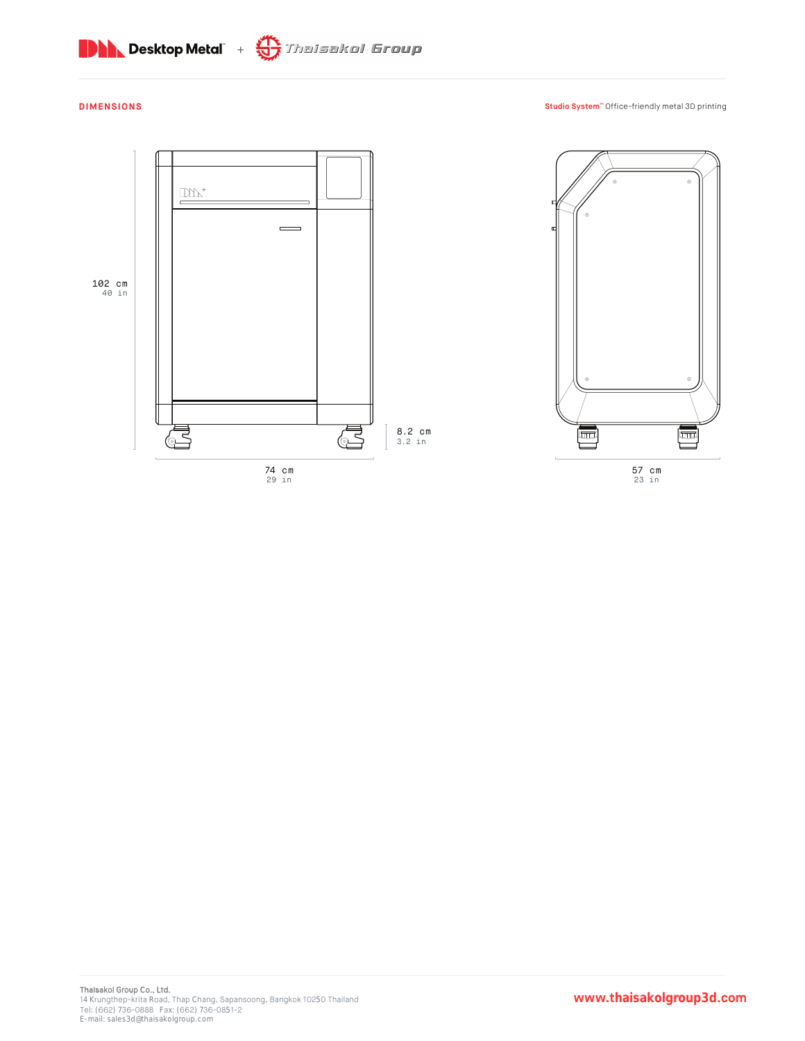## DIMENSIONS

**Studio System**™ Office-friendly metal 3D printing

102 cm
40 in

8.2 cm
3.2 in

74 cm
29 in

57 cm
23 in

Thaisakol Group Co., Ltd.
14 Krungthep-krita Road, Thap Chang, Sapansoong, Bangkok 10250 Thailand
Tel: (662) 736-0888 Fax: (662) 736-0851-2
E-mail: sales3d@thaisakolgroup.com

**www.thaisakolgroup3d.com**